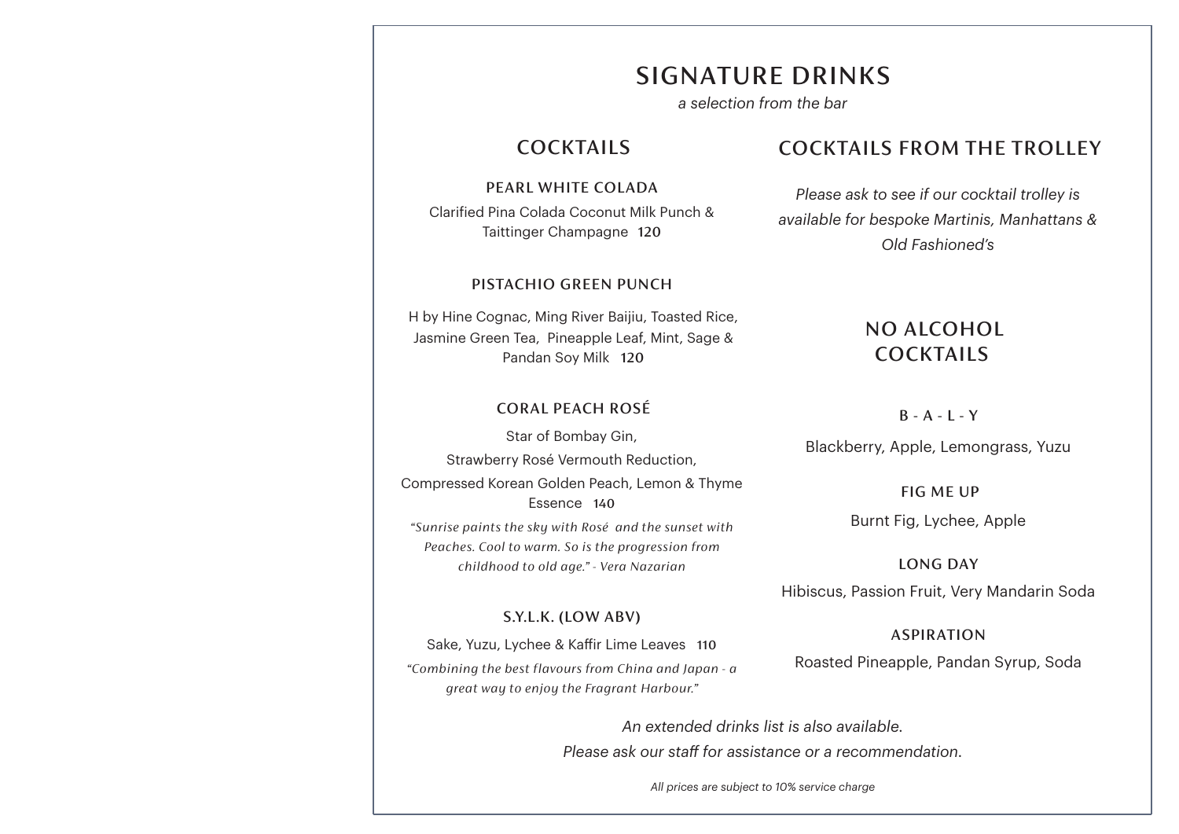# SIGNATURE DRINKS

*a selection from the bar*

## COCKTAILS

### PEARL WHITE COLADA

Clarified Pina Colada Coconut Milk Punch & Taittinger Champagne **120**

### PISTACHIO GREEN PUNCH

H by Hine Cognac, Ming River Baijiu, Toasted Rice, Jasmine Green Tea, Pineapple Leaf, Mint, Sage & Pandan Soy Milk **120**

### CORAL PEACH ROSÉ

Star of Bombay Gin,
Strawberry Rosé Vermouth Reduction,
Compressed Korean Golden Peach, Lemon & Thyme Essence **140**

*"Sunrise paints the sky with Rosé and the sunset with Peaches. Cool to warm. So is the progression from childhood to old age." - Vera Nazarian*

### S.Y.L.K. (LOW ABV)

Sake, Yuzu, Lychee & Kaffir Lime Leaves **110**

*"Combining the best flavours from China and Japan - a great way to enjoy the Fragrant Harbour."*

## COCKTAILS FROM THE TROLLEY

*Please ask to see if our cocktail trolley is available for bespoke Martinis, Manhattans & Old Fashioned's*

## NO ALCOHOL COCKTAILS

### B - A - L - Y

Blackberry, Apple, Lemongrass, Yuzu

### FIG ME UP

Burnt Fig, Lychee, Apple

### LONG DAY

Hibiscus, Passion Fruit, Very Mandarin Soda

### ASPIRATION

Roasted Pineapple, Pandan Syrup, Soda

*An extended drinks list is also available.*
*Please ask our staff for assistance or a recommendation.*

*All prices are subject to 10% service charge*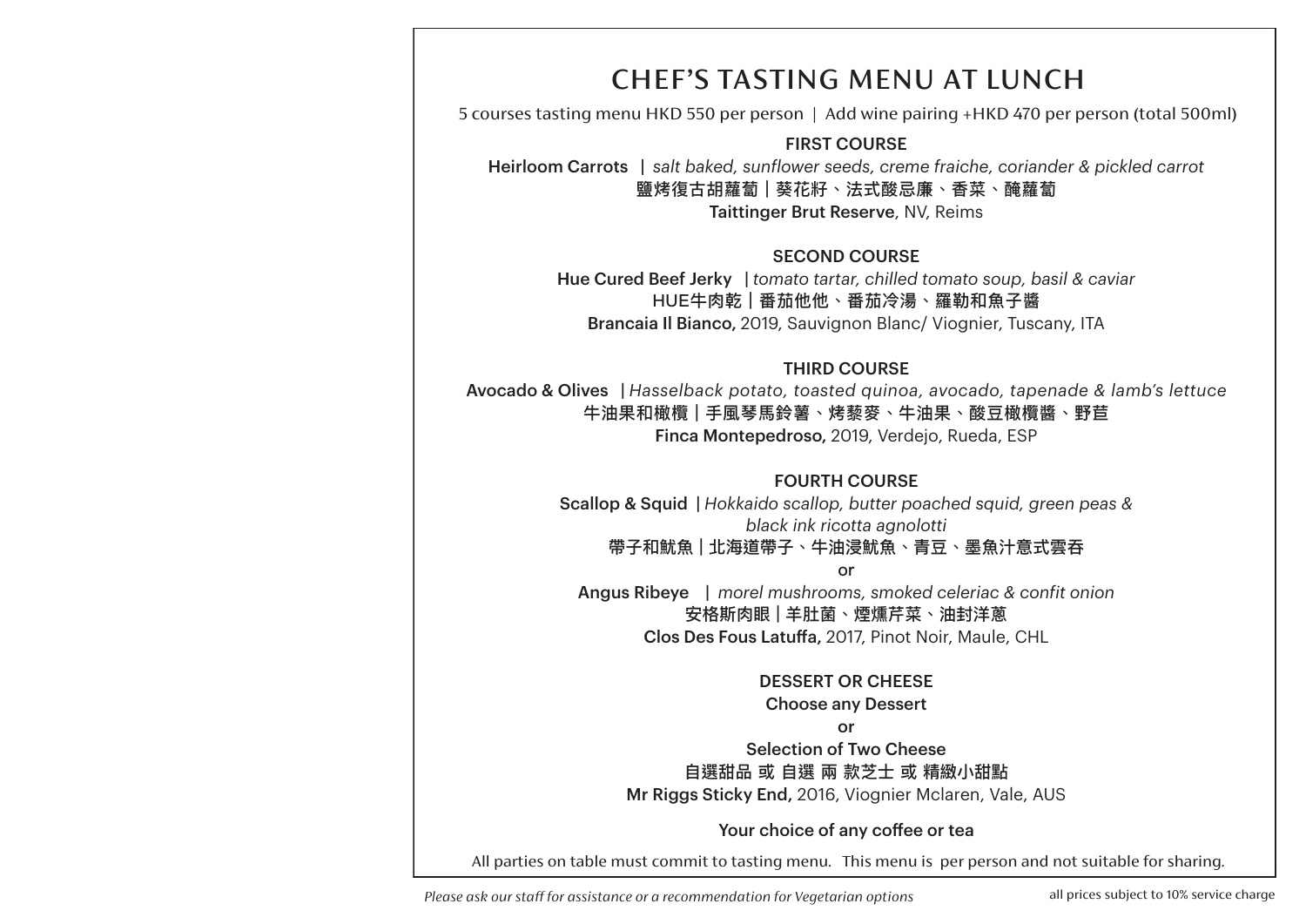# CHEF'S TASTING MENU AT LUNCH

5 courses tasting menu HKD 550 per person | Add wine pairing +HKD 470 per person (total 500ml)

## FIRST COURSE

**Heirloom Carrots** | *salt baked, sunflower seeds, creme fraiche, coriander & pickled carrot*

**鹽烤復古胡蘿蔔 | 葵花籽、法式酸忌廉、香菜、醃蘿蔔**

**Taittinger Brut Reserve**, NV, Reims

## SECOND COURSE

**Hue Cured Beef Jerky** | *tomato tartar, chilled tomato soup, basil & caviar*

**HUE牛肉乾 | 番茄他他、番茄冷湯、羅勒和魚子醬**

**Brancaia Il Bianco,** 2019, Sauvignon Blanc/ Viognier, Tuscany, ITA

## THIRD COURSE

**Avocado & Olives** | *Hasselback potato, toasted quinoa, avocado, tapenade & lamb's lettuce*

**牛油果和橄欖 | 手風琴馬鈴薯、烤藜麥、牛油果、酸豆橄欖醬、野苣**

**Finca Montepedroso,** 2019, Verdejo, Rueda, ESP

## FOURTH COURSE

**Scallop & Squid** | *Hokkaido scallop, butter poached squid, green peas & black ink ricotta agnolotti*

**帶子和魷魚 | 北海道帶子、牛油浸魷魚、青豆、墨魚汁意式雲吞**

**or**

**Angus Ribeye** | *morel mushrooms, smoked celeriac & confit onion*

**安格斯肉眼 | 羊肚菌、煙燻芹菜、油封洋蔥**

**Clos Des Fous Latuffa,** 2017, Pinot Noir, Maule, CHL

## DESSERT OR CHEESE

**Choose any Dessert**

**or**

**Selection of Two Cheese**

**自選甜品 或 自選 兩 款芝士 或 精緻小甜點**

**Mr Riggs Sticky End,** 2016, Viognier Mclaren, Vale, AUS

**Your choice of any coffee or tea**

All parties on table must commit to tasting menu. This menu is per person and not suitable for sharing.

*Please ask our staff for assistance or a recommendation for Vegetarian options*

all prices subject to 10% service charge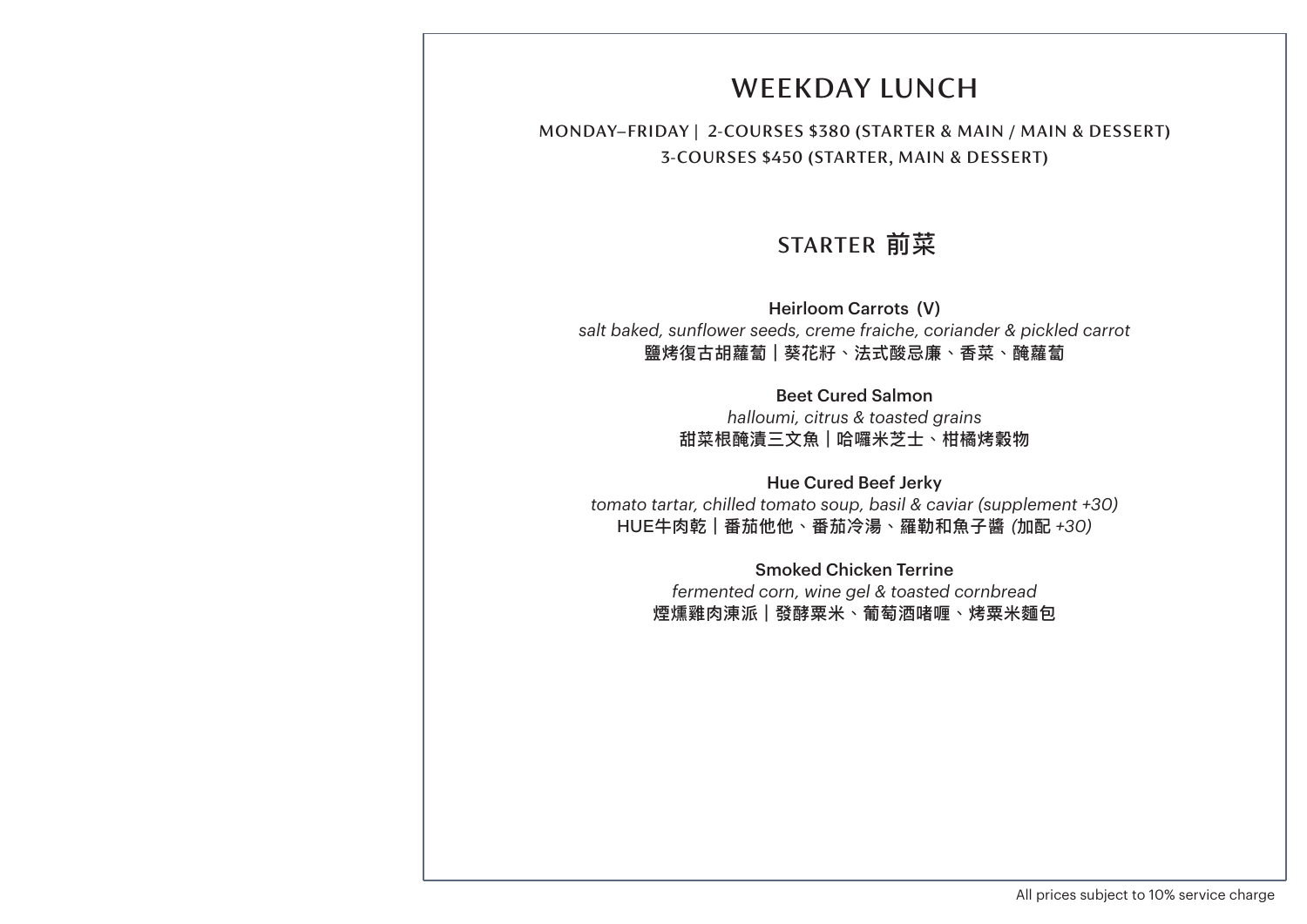# WEEKDAY LUNCH

MONDAY–FRIDAY | 2-COURSES $380 (STARTER & MAIN / MAIN & DESSERT)
3-COURSES $450 (STARTER, MAIN & DESSERT)

## STARTER 前菜

**Heirloom Carrots (V)**
*salt baked, sunflower seeds, creme fraiche, coriander & pickled carrot*
**鹽烤復古胡蘿蔔｜葵花籽、法式酸忌廉、香菜、醃蘿蔔**

**Beet Cured Salmon**
*halloumi, citrus & toasted grains*
**甜菜根醃漬三文魚｜哈囉米芝士、柑橘烤穀物**

**Hue Cured Beef Jerky**
*tomato tartar, chilled tomato soup, basil & caviar (supplement +30)*
**HUE牛肉乾｜番茄他他、番茄冷湯、羅勒和魚子醬** *(加配 +30)*

**Smoked Chicken Terrine**
*fermented corn, wine gel & toasted cornbread*
**煙燻雞肉凍派｜發酵粟米、葡萄酒啫喱、烤粟米麵包**

All prices subject to 10% service charge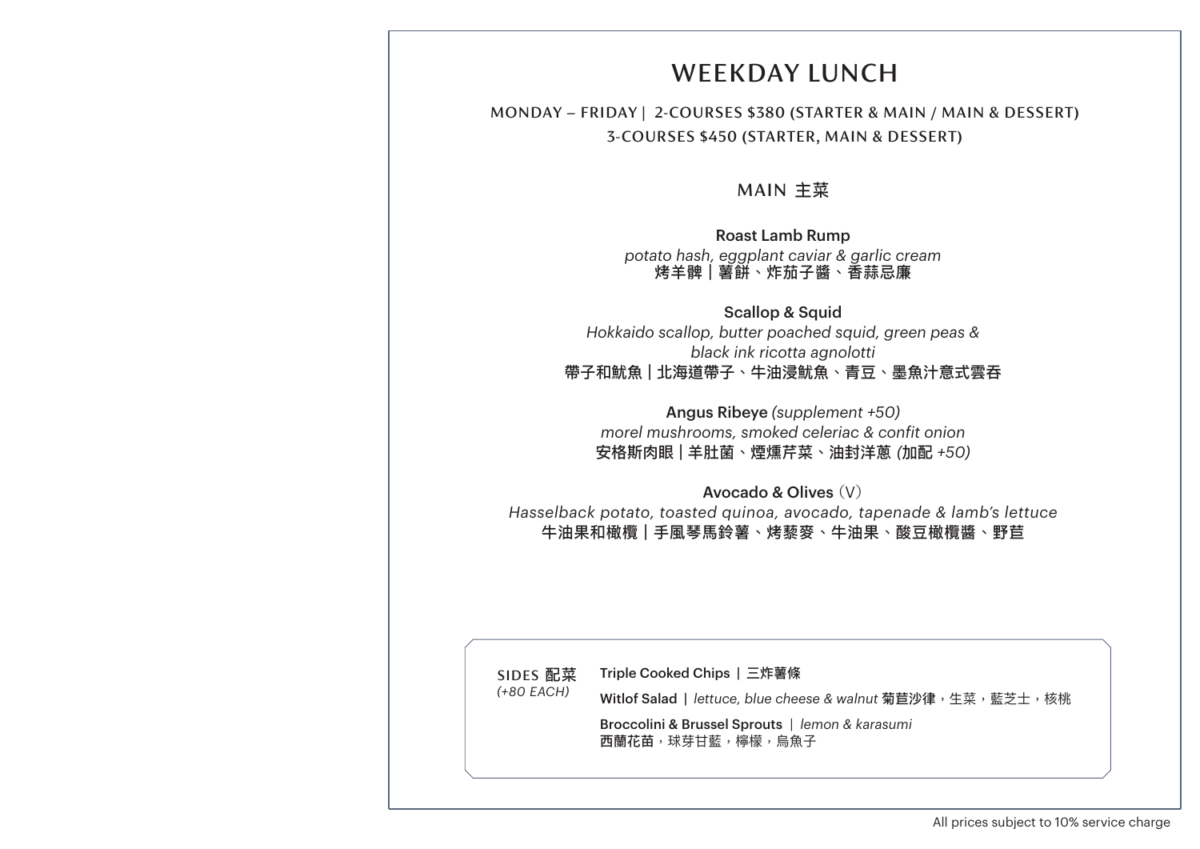# WEEKDAY LUNCH

MONDAY – FRIDAY | 2-COURSES $380 (STARTER & MAIN / MAIN & DESSERT)
3-COURSES $450 (STARTER, MAIN & DESSERT)

## MAIN 主菜

**Roast Lamb Rump**
*potato hash, eggplant caviar & garlic cream*
**烤羊髀 | 薯餅、炸茄子醬、香蒜忌廉**

**Scallop & Squid**
*Hokkaido scallop, butter poached squid, green peas & black ink ricotta agnolotti*
**帶子和鱿魚 | 北海道帶子、牛油浸鱿魚、青豆、墨魚汁意式雲吞**

**Angus Ribeye** *(supplement +50)*
*morel mushrooms, smoked celeriac & confit onion*
**安格斯肉眼 | 羊肚菌、煙燻芹菜、油封洋蔥** *(加配 +50)*

**Avocado & Olives** (V)
*Hasselback potato, toasted quinoa, avocado, tapenade & lamb's lettuce*
**牛油果和橄欖 | 手風琴馬鈴薯、烤藜麥、牛油果、酸豆橄欖醬、野苣**

SIDES 配菜
*(+80 EACH)*

**Triple Cooked Chips** | 三炸薯條

**Witlof Salad** | *lettuce, blue cheese & walnut* **菊苣沙律**，生菜，藍芝士，核桃

**Broccolini & Brussel Sprouts** | *lemon & karasumi*
**西蘭花苗**，球芽甘藍，檸檬，烏魚子

All prices subject to 10% service charge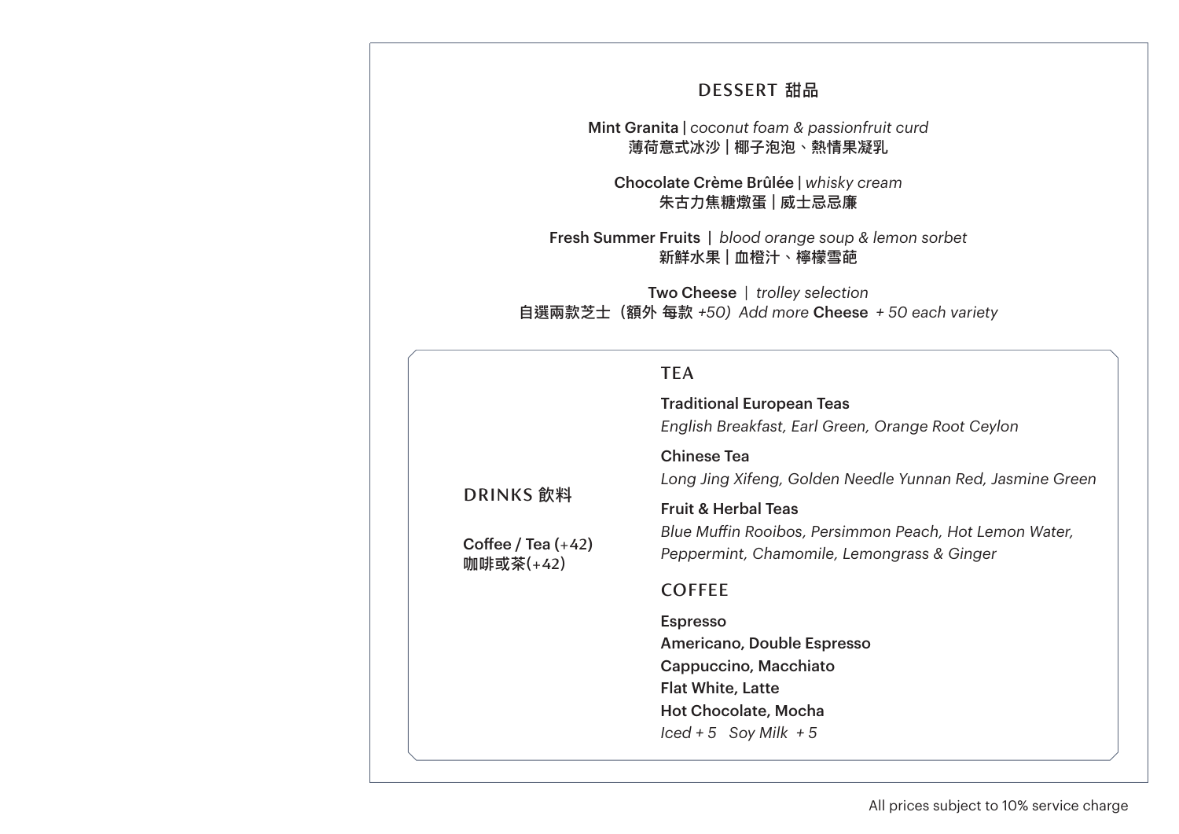## DESSERT 甜品

**Mint Granita** | *coconut foam & passionfruit curd*
**薄荷意式冰沙 | 椰子泡泡、熱情果凝乳**

**Chocolate Crème Brûlée** | *whisky cream*
**朱古力焦糖燉蛋 | 威士忌忌廉**

**Fresh Summer Fruits** | *blood orange soup & lemon sorbet*
**新鮮水果 | 血橙汁、檸檬雪葩**

**Two Cheese** | *trolley selection*
**自選兩款芝士（額外 每款** *+50)* *Add more* **Cheese** *+ 50 each variety*

## DRINKS 飲料

**Coffee / Tea** (+42)
**咖啡或茶**(+42)

### TEA

**Traditional European Teas**
*English Breakfast, Earl Green, Orange Root Ceylon*

**Chinese Tea**
*Long Jing Xifeng, Golden Needle Yunnan Red, Jasmine Green*

**Fruit & Herbal Teas**
*Blue Muffin Rooibos, Persimmon Peach, Hot Lemon Water, Peppermint, Chamomile, Lemongrass & Ginger*

### COFFEE

**Espresso**
**Americano, Double Espresso**
**Cappuccino, Macchiato**
**Flat White, Latte**
**Hot Chocolate, Mocha**
*Iced + 5   Soy Milk  + 5*

All prices subject to 10% service charge